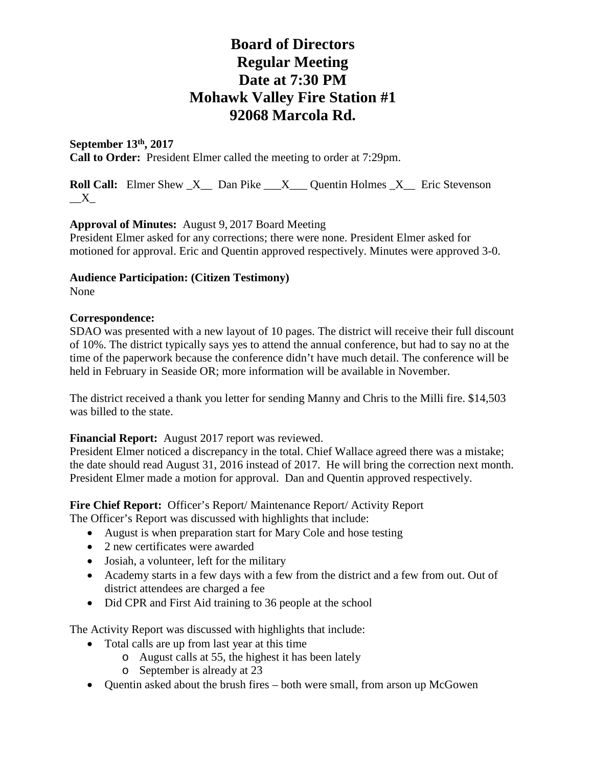# Board of Directors
# Regular Meeting
# Date at 7:30 PM
# Mohawk Valley Fire Station #1
# 92068 Marcola Rd.

**September 13th, 2017**
**Call to Order:** President Elmer called the meeting to order at 7:29pm.

**Roll Call:** Elmer Shew _X__ Dan Pike ___X___ Quentin Holmes _X__ Eric Stevenson __X_

**Approval of Minutes:** August 9, 2017 Board Meeting
President Elmer asked for any corrections; there were none. President Elmer asked for motioned for approval. Eric and Quentin approved respectively. Minutes were approved 3-0.

**Audience Participation: (Citizen Testimony)**
None

**Correspondence:**
SDAO was presented with a new layout of 10 pages. The district will receive their full discount of 10%. The district typically says yes to attend the annual conference, but had to say no at the time of the paperwork because the conference didn't have much detail. The conference will be held in February in Seaside OR; more information will be available in November.

The district received a thank you letter for sending Manny and Chris to the Milli fire. $14,503 was billed to the state.

**Financial Report:** August 2017 report was reviewed.
President Elmer noticed a discrepancy in the total. Chief Wallace agreed there was a mistake; the date should read August 31, 2016 instead of 2017. He will bring the correction next month. President Elmer made a motion for approval. Dan and Quentin approved respectively.

**Fire Chief Report:** Officer's Report/ Maintenance Report/ Activity Report
The Officer's Report was discussed with highlights that include:

- August is when preparation start for Mary Cole and hose testing
- 2 new certificates were awarded
- Josiah, a volunteer, left for the military
- Academy starts in a few days with a few from the district and a few from out. Out of district attendees are charged a fee
- Did CPR and First Aid training to 36 people at the school

The Activity Report was discussed with highlights that include:

- Total calls are up from last year at this time
    - August calls at 55, the highest it has been lately
    - September is already at 23
- Quentin asked about the brush fires – both were small, from arson up McGowen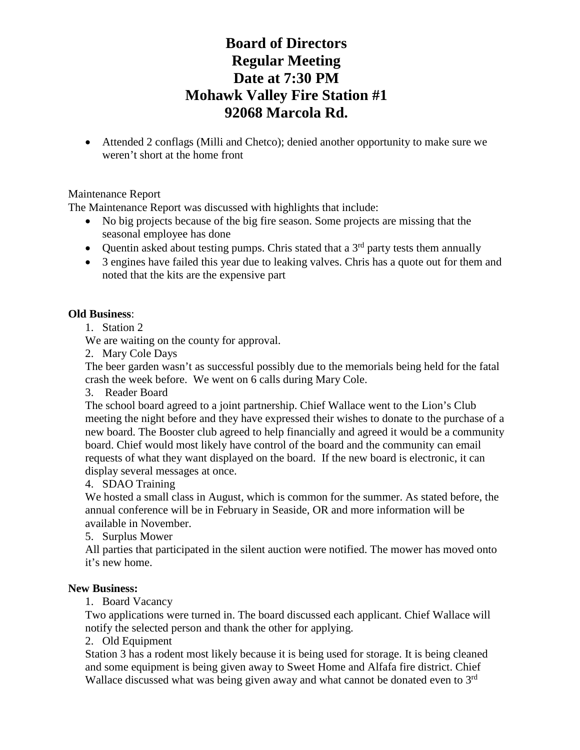# Board of Directors
# Regular Meeting
# Date at 7:30 PM
# Mohawk Valley Fire Station #1
# 92068 Marcola Rd.

- Attended 2 conflags (Milli and Chetco); denied another opportunity to make sure we weren't short at the home front

Maintenance Report

The Maintenance Report was discussed with highlights that include:

- No big projects because of the big fire season. Some projects are missing that the seasonal employee has done
- Quentin asked about testing pumps. Chris stated that a 3rd party tests them annually
- 3 engines have failed this year due to leaking valves. Chris has a quote out for them and noted that the kits are the expensive part

**Old Business**:

1. Station 2

We are waiting on the county for approval.

2. Mary Cole Days

The beer garden wasn't as successful possibly due to the memorials being held for the fatal crash the week before. We went on 6 calls during Mary Cole.

3. Reader Board

The school board agreed to a joint partnership. Chief Wallace went to the Lion's Club meeting the night before and they have expressed their wishes to donate to the purchase of a new board. The Booster club agreed to help financially and agreed it would be a community board. Chief would most likely have control of the board and the community can email requests of what they want displayed on the board. If the new board is electronic, it can display several messages at once.

4. SDAO Training

We hosted a small class in August, which is common for the summer. As stated before, the annual conference will be in February in Seaside, OR and more information will be available in November.

5. Surplus Mower

All parties that participated in the silent auction were notified. The mower has moved onto it's new home.

**New Business:**

1. Board Vacancy

Two applications were turned in. The board discussed each applicant. Chief Wallace will notify the selected person and thank the other for applying.

2. Old Equipment

Station 3 has a rodent most likely because it is being used for storage. It is being cleaned and some equipment is being given away to Sweet Home and Alfafa fire district. Chief Wallace discussed what was being given away and what cannot be donated even to 3rd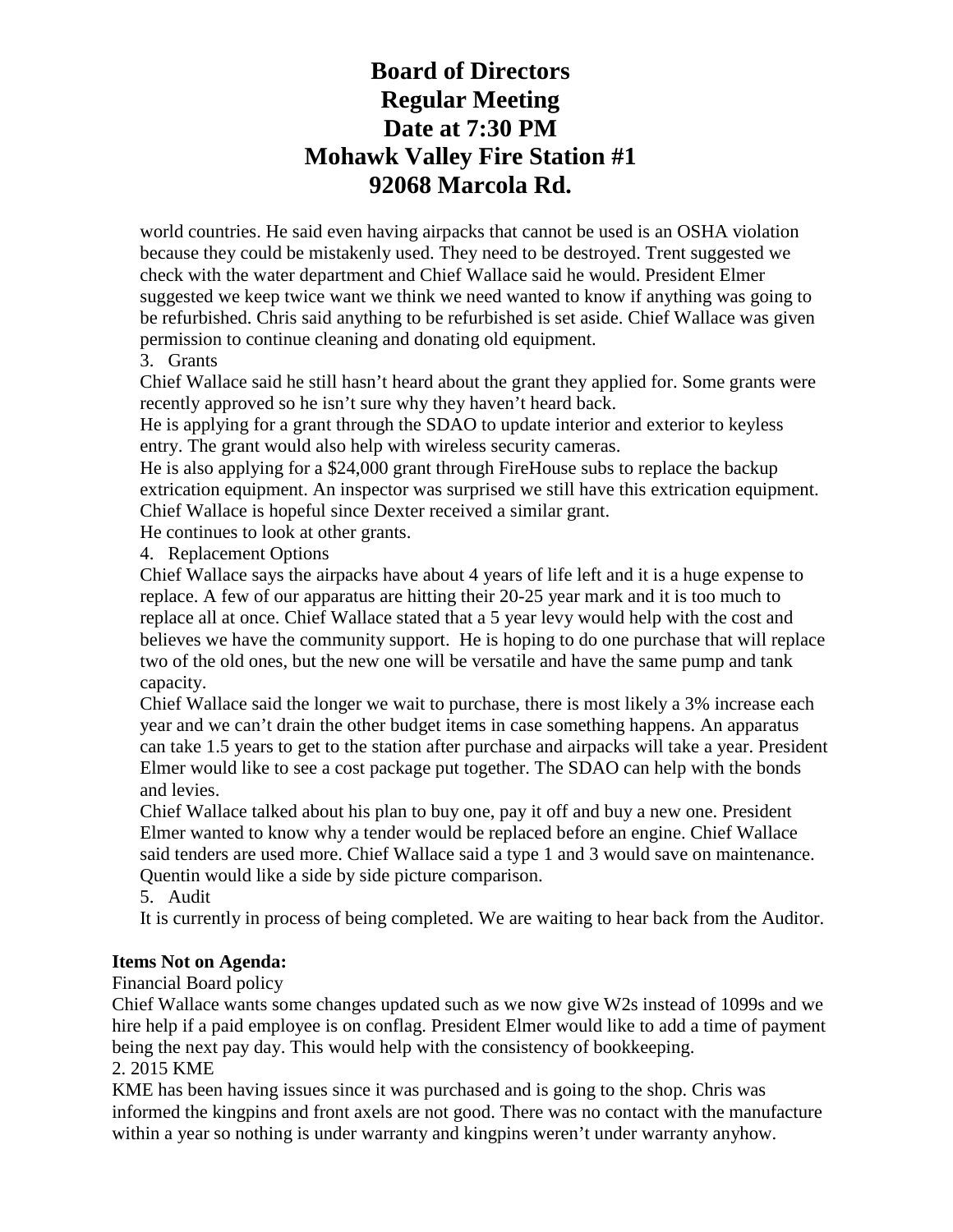# Board of Directors
# Regular Meeting
# Date at 7:30 PM
# Mohawk Valley Fire Station #1
# 92068 Marcola Rd.

world countries. He said even having airpacks that cannot be used is an OSHA violation because they could be mistakenly used. They need to be destroyed. Trent suggested we check with the water department and Chief Wallace said he would. President Elmer suggested we keep twice want we think we need wanted to know if anything was going to be refurbished. Chris said anything to be refurbished is set aside. Chief Wallace was given permission to continue cleaning and donating old equipment.

3. Grants

Chief Wallace said he still hasn't heard about the grant they applied for. Some grants were recently approved so he isn't sure why they haven't heard back.

He is applying for a grant through the SDAO to update interior and exterior to keyless entry. The grant would also help with wireless security cameras.

He is also applying for a $24,000 grant through FireHouse subs to replace the backup extrication equipment. An inspector was surprised we still have this extrication equipment. Chief Wallace is hopeful since Dexter received a similar grant.

He continues to look at other grants.

4. Replacement Options

Chief Wallace says the airpacks have about 4 years of life left and it is a huge expense to replace. A few of our apparatus are hitting their 20-25 year mark and it is too much to replace all at once. Chief Wallace stated that a 5 year levy would help with the cost and believes we have the community support. He is hoping to do one purchase that will replace two of the old ones, but the new one will be versatile and have the same pump and tank capacity.

Chief Wallace said the longer we wait to purchase, there is most likely a 3% increase each year and we can't drain the other budget items in case something happens. An apparatus can take 1.5 years to get to the station after purchase and airpacks will take a year. President Elmer would like to see a cost package put together. The SDAO can help with the bonds and levies.

Chief Wallace talked about his plan to buy one, pay it off and buy a new one. President Elmer wanted to know why a tender would be replaced before an engine. Chief Wallace said tenders are used more. Chief Wallace said a type 1 and 3 would save on maintenance. Quentin would like a side by side picture comparison.

5. Audit

It is currently in process of being completed. We are waiting to hear back from the Auditor.

**Items Not on Agenda:**

Financial Board policy

Chief Wallace wants some changes updated such as we now give W2s instead of 1099s and we hire help if a paid employee is on conflag. President Elmer would like to add a time of payment being the next pay day. This would help with the consistency of bookkeeping.

2. 2015 KME

KME has been having issues since it was purchased and is going to the shop. Chris was informed the kingpins and front axels are not good. There was no contact with the manufacture within a year so nothing is under warranty and kingpins weren't under warranty anyhow.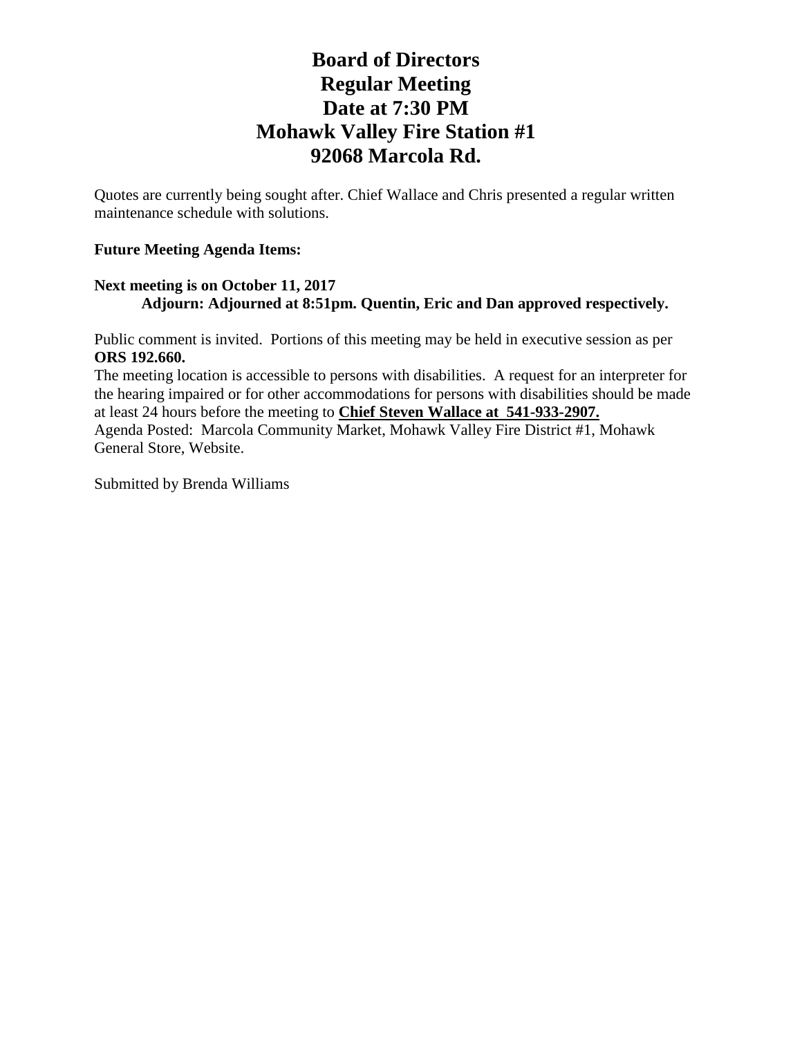# Board of Directors
# Regular Meeting
# Date at 7:30 PM
# Mohawk Valley Fire Station #1
# 92068 Marcola Rd.

Quotes are currently being sought after. Chief Wallace and Chris presented a regular written maintenance schedule with solutions.

**Future Meeting Agenda Items:**

**Next meeting is on October 11, 2017**

**Adjourn: Adjourned at 8:51pm. Quentin, Eric and Dan approved respectively.**

Public comment is invited. Portions of this meeting may be held in executive session as per **ORS 192.660.**

The meeting location is accessible to persons with disabilities. A request for an interpreter for the hearing impaired or for other accommodations for persons with disabilities should be made at least 24 hours before the meeting to **Chief Steven Wallace at 541-933-2907.**

Agenda Posted: Marcola Community Market, Mohawk Valley Fire District #1, Mohawk General Store, Website.

Submitted by Brenda Williams